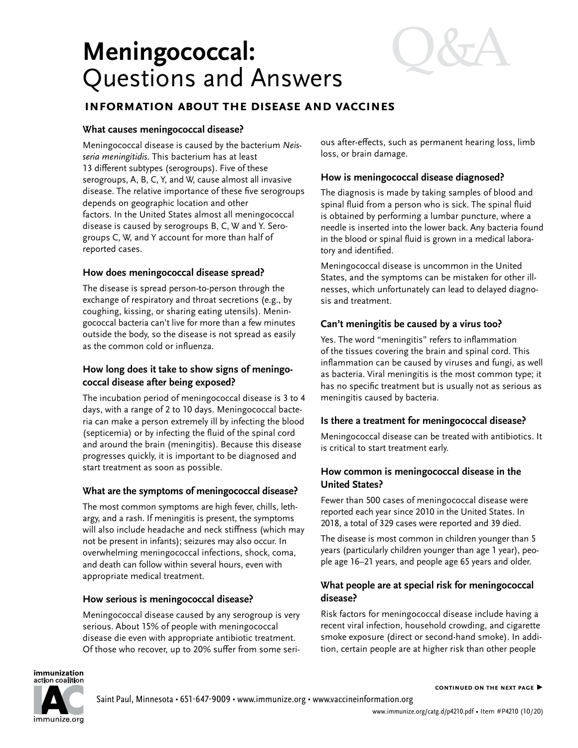# Meningococcal: Questions and Answers

## Information about the disease and vaccines

### What causes meningococcal disease?

Meningococcal disease is caused by the bacterium *Neisseria meningitidis*. This bacterium has at least 13 different subtypes (serogroups). Five of these serogroups, A, B, C, Y, and W, cause almost all invasive disease. The relative importance of these five serogroups depends on geographic location and other factors. In the United States almost all meningococcal disease is caused by serogroups B, C, W and Y. Serogroups C, W, and Y account for more than half of reported cases.

### How does meningococcal disease spread?

The disease is spread person-to-person through the exchange of respiratory and throat secretions (e.g., by coughing, kissing, or sharing eating utensils). Meningococcal bacteria can't live for more than a few minutes outside the body, so the disease is not spread as easily as the common cold or influenza.

### How long does it take to show signs of meningococcal disease after being exposed?

The incubation period of meningococcal disease is 3 to 4 days, with a range of 2 to 10 days. Meningococcal bacteria can make a person extremely ill by infecting the blood (septicemia) or by infecting the fluid of the spinal cord and around the brain (meningitis). Because this disease progresses quickly, it is important to be diagnosed and start treatment as soon as possible.

### What are the symptoms of meningococcal disease?

The most common symptoms are high fever, chills, lethargy, and a rash. If meningitis is present, the symptoms will also include headache and neck stiffness (which may not be present in infants); seizures may also occur. In overwhelming meningococcal infections, shock, coma, and death can follow within several hours, even with appropriate medical treatment.

### How serious is meningococcal disease?

Meningococcal disease caused by any serogroup is very serious. About 15% of people with meningococcal disease die even with appropriate antibiotic treatment. Of those who recover, up to 20% suffer from some serious after-effects, such as permanent hearing loss, limb loss, or brain damage.

### How is meningococcal disease diagnosed?

The diagnosis is made by taking samples of blood and spinal fluid from a person who is sick. The spinal fluid is obtained by performing a lumbar puncture, where a needle is inserted into the lower back. Any bacteria found in the blood or spinal fluid is grown in a medical laboratory and identified.

Meningococcal disease is uncommon in the United States, and the symptoms can be mistaken for other illnesses, which unfortunately can lead to delayed diagnosis and treatment.

### Can't meningitis be caused by a virus too?

Yes. The word "meningitis" refers to inflammation of the tissues covering the brain and spinal cord. This inflammation can be caused by viruses and fungi, as well as bacteria. Viral meningitis is the most common type; it has no specific treatment but is usually not as serious as meningitis caused by bacteria.

### Is there a treatment for meningococcal disease?

Meningococcal disease can be treated with antibiotics. It is critical to start treatment early.

### How common is meningococcal disease in the United States?

Fewer than 500 cases of meningococcal disease were reported each year since 2010 in the United States. In 2018, a total of 329 cases were reported and 39 died.

The disease is most common in children younger than 5 years (particularly children younger than age 1 year), people age 16–21 years, and people age 65 years and older.

### What people are at special risk for meningococcal disease?

Risk factors for meningococcal disease include having a recent viral infection, household crowding, and cigarette smoke exposure (direct or second-hand smoke). In addition, certain people are at higher risk than other people

continued on the next page ▶

Saint Paul, Minnesota • 651-647-9009 • www.immunize.org • www.vaccineinformation.org

www.immunize.org/catg.d/p4210.pdf • Item #P4210 (10/20)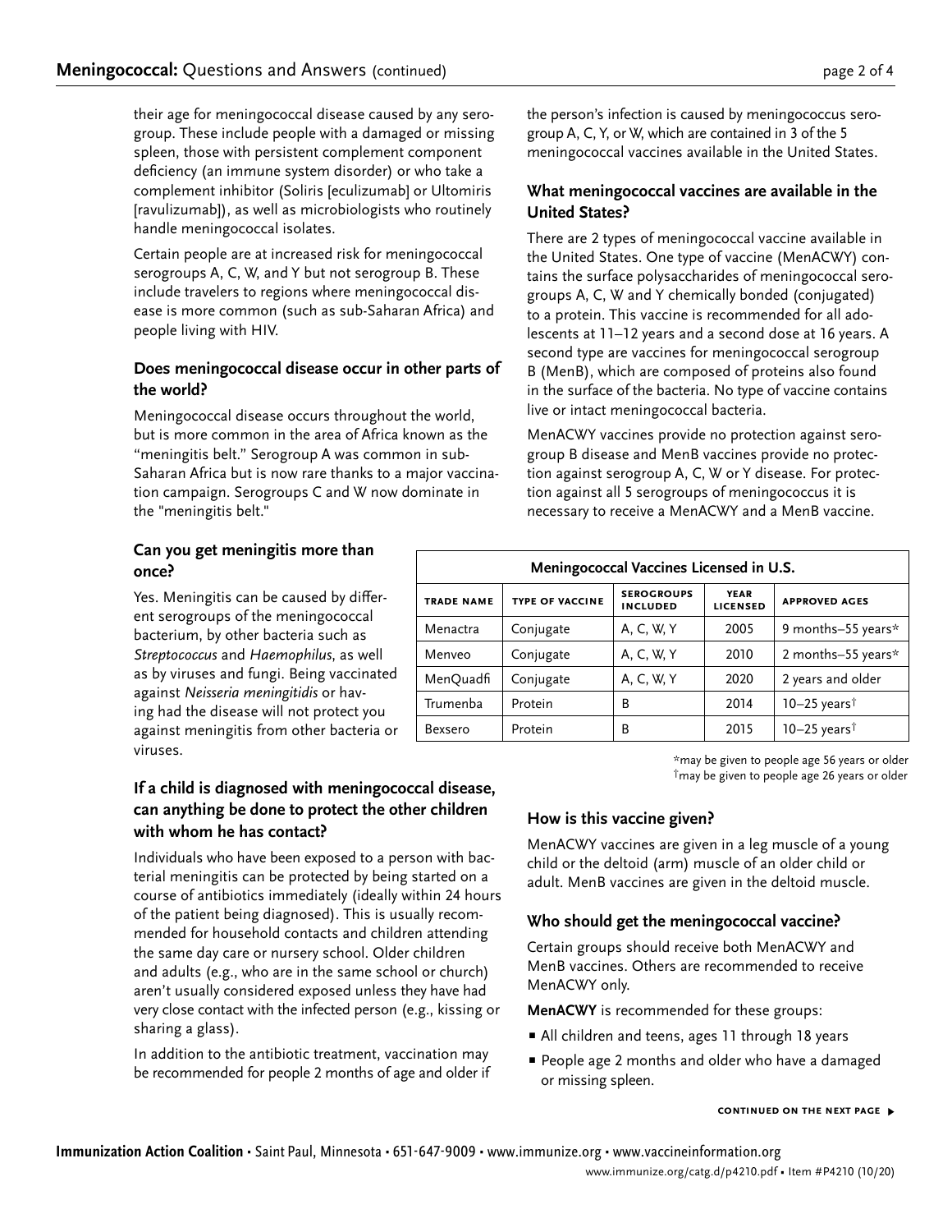their age for meningococcal disease caused by any serogroup. These include people with a damaged or missing spleen, those with persistent complement component deficiency (an immune system disorder) or who take a complement inhibitor (Soliris [eculizumab] or Ultomiris [ravulizumab]), as well as microbiologists who routinely handle meningococcal isolates.

Certain people are at increased risk for meningococcal serogroups A, C, W, and Y but not serogroup B. These include travelers to regions where meningococcal disease is more common (such as sub-Saharan Africa) and people living with HIV.

### Does meningococcal disease occur in other parts of the world?

Meningococcal disease occurs throughout the world, but is more common in the area of Africa known as the "meningitis belt." Serogroup A was common in sub-Saharan Africa but is now rare thanks to a major vaccination campaign. Serogroups C and W now dominate in the "meningitis belt."

### Can you get meningitis more than once?

Yes. Meningitis can be caused by different serogroups of the meningococcal bacterium, by other bacteria such as *Streptococcus* and *Haemophilus*, as well as by viruses and fungi. Being vaccinated against *Neisseria meningitidis* or having had the disease will not protect you against meningitis from other bacteria or viruses.

### If a child is diagnosed with meningococcal disease, can anything be done to protect the other children with whom he has contact?

Individuals who have been exposed to a person with bacterial meningitis can be protected by being started on a course of antibiotics immediately (ideally within 24 hours of the patient being diagnosed). This is usually recommended for household contacts and children attending the same day care or nursery school. Older children and adults (e.g., who are in the same school or church) aren't usually considered exposed unless they have had very close contact with the infected person (e.g., kissing or sharing a glass).

In addition to the antibiotic treatment, vaccination may be recommended for people 2 months of age and older if the person's infection is caused by meningococcus serogroup A, C, Y, or W, which are contained in 3 of the 5 meningococcal vaccines available in the United States.

### What meningococcal vaccines are available in the United States?

There are 2 types of meningococcal vaccine available in the United States. One type of vaccine (MenACWY) contains the surface polysaccharides of meningococcal serogroups A, C, W and Y chemically bonded (conjugated) to a protein. This vaccine is recommended for all adolescents at 11–12 years and a second dose at 16 years. A second type are vaccines for meningococcal serogroup B (MenB), which are composed of proteins also found in the surface of the bacteria. No type of vaccine contains live or intact meningococcal bacteria.

MenACWY vaccines provide no protection against serogroup B disease and MenB vaccines provide no protection against serogroup A, C, W or Y disease. For protection against all 5 serogroups of meningococcus it is necessary to receive a MenACWY and a MenB vaccine.

**Meningococcal Vaccines Licensed in U.S.**

| TRADE NAME | TYPE OF VACCINE | SEROGROUPS INCLUDED | YEAR LICENSED | APPROVED AGES |
|---|---|---|---|---|
| Menactra | Conjugate | A, C, W, Y | 2005 | 9 months–55 years* |
| Menveo | Conjugate | A, C, W, Y | 2010 | 2 months–55 years* |
| MenQuadfi | Conjugate | A, C, W, Y | 2020 | 2 years and older |
| Trumenba | Protein | B | 2014 | 10–25 years† |
| Bexsero | Protein | B | 2015 | 10–25 years† |

*may be given to people age 56 years or older
†may be given to people age 26 years or older

### How is this vaccine given?

MenACWY vaccines are given in a leg muscle of a young child or the deltoid (arm) muscle of an older child or adult. MenB vaccines are given in the deltoid muscle.

### Who should get the meningococcal vaccine?

Certain groups should receive both MenACWY and MenB vaccines. Others are recommended to receive MenACWY only.

**MenACWY** is recommended for these groups:

- All children and teens, ages 11 through 18 years
- People age 2 months and older who have a damaged or missing spleen.

**CONTINUED ON THE NEXT PAGE ▶**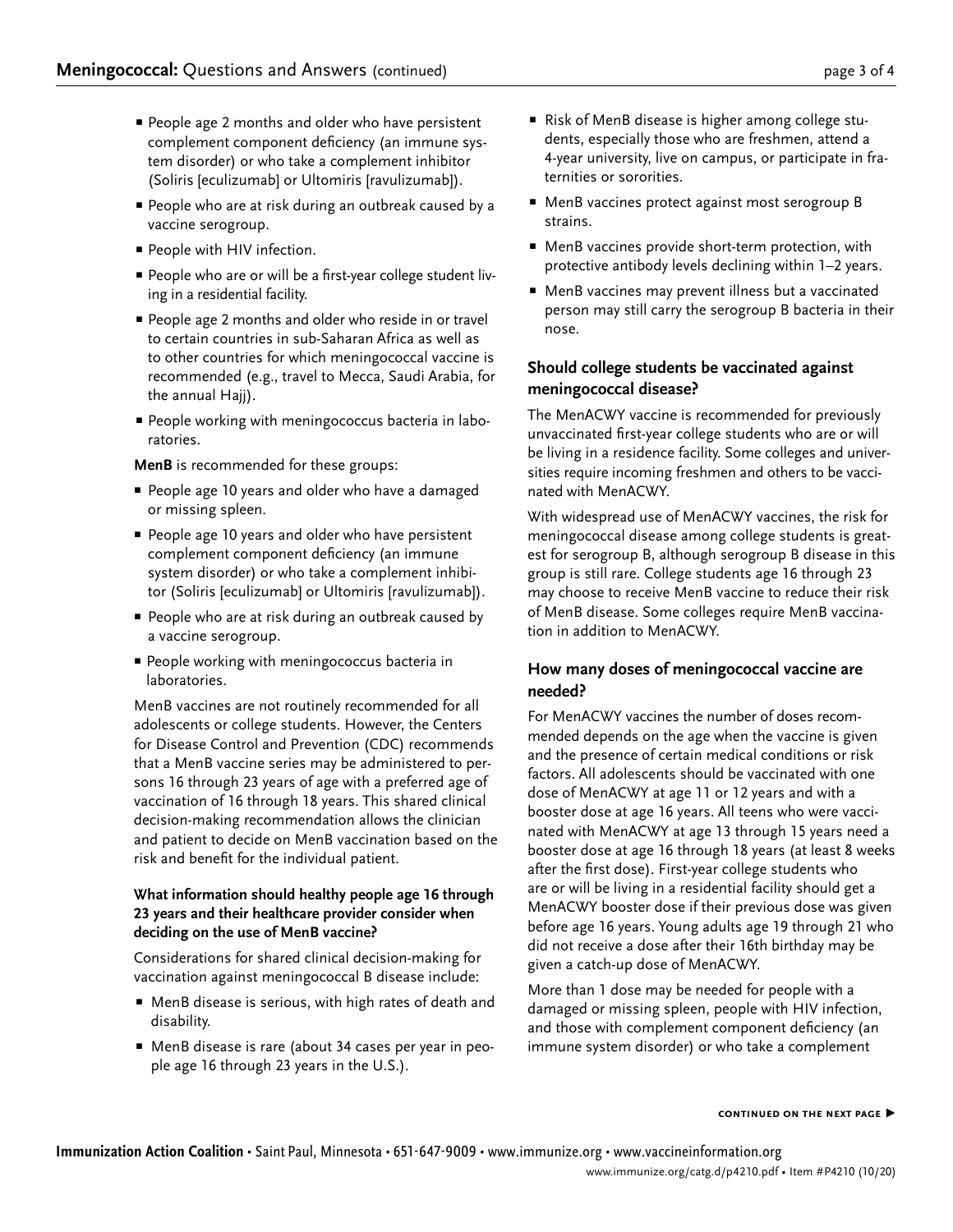- People age 2 months and older who have persistent complement component deficiency (an immune system disorder) or who take a complement inhibitor (Soliris [eculizumab] or Ultomiris [ravulizumab]).
- People who are at risk during an outbreak caused by a vaccine serogroup.
- People with HIV infection.
- People who are or will be a first-year college student living in a residential facility.
- People age 2 months and older who reside in or travel to certain countries in sub-Saharan Africa as well as to other countries for which meningococcal vaccine is recommended (e.g., travel to Mecca, Saudi Arabia, for the annual Hajj).
- People working with meningococcus bacteria in laboratories.

**MenB** is recommended for these groups:

- People age 10 years and older who have a damaged or missing spleen.
- People age 10 years and older who have persistent complement component deficiency (an immune system disorder) or who take a complement inhibitor (Soliris [eculizumab] or Ultomiris [ravulizumab]).
- People who are at risk during an outbreak caused by a vaccine serogroup.
- People working with meningococcus bacteria in laboratories.

MenB vaccines are not routinely recommended for all adolescents or college students. However, the Centers for Disease Control and Prevention (CDC) recommends that a MenB vaccine series may be administered to persons 16 through 23 years of age with a preferred age of vaccination of 16 through 18 years. This shared clinical decision-making recommendation allows the clinician and patient to decide on MenB vaccination based on the risk and benefit for the individual patient.

#### What information should healthy people age 16 through 23 years and their healthcare provider consider when deciding on the use of MenB vaccine?

Considerations for shared clinical decision-making for vaccination against meningococcal B disease include:

- MenB disease is serious, with high rates of death and disability.
- MenB disease is rare (about 34 cases per year in people age 16 through 23 years in the U.S.).
- Risk of MenB disease is higher among college students, especially those who are freshmen, attend a 4-year university, live on campus, or participate in fraternities or sororities.
- MenB vaccines protect against most serogroup B strains.
- MenB vaccines provide short-term protection, with protective antibody levels declining within 1–2 years.
- MenB vaccines may prevent illness but a vaccinated person may still carry the serogroup B bacteria in their nose.

### Should college students be vaccinated against meningococcal disease?

The MenACWY vaccine is recommended for previously unvaccinated first-year college students who are or will be living in a residence facility. Some colleges and universities require incoming freshmen and others to be vaccinated with MenACWY.

With widespread use of MenACWY vaccines, the risk for meningococcal disease among college students is greatest for serogroup B, although serogroup B disease in this group is still rare. College students age 16 through 23 may choose to receive MenB vaccine to reduce their risk of MenB disease. Some colleges require MenB vaccination in addition to MenACWY.

### How many doses of meningococcal vaccine are needed?

For MenACWY vaccines the number of doses recommended depends on the age when the vaccine is given and the presence of certain medical conditions or risk factors. All adolescents should be vaccinated with one dose of MenACWY at age 11 or 12 years and with a booster dose at age 16 years. All teens who were vaccinated with MenACWY at age 13 through 15 years need a booster dose at age 16 through 18 years (at least 8 weeks after the first dose). First-year college students who are or will be living in a residential facility should get a MenACWY booster dose if their previous dose was given before age 16 years. Young adults age 19 through 21 who did not receive a dose after their 16th birthday may be given a catch-up dose of MenACWY.

More than 1 dose may be needed for people with a damaged or missing spleen, people with HIV infection, and those with complement component deficiency (an immune system disorder) or who take a complement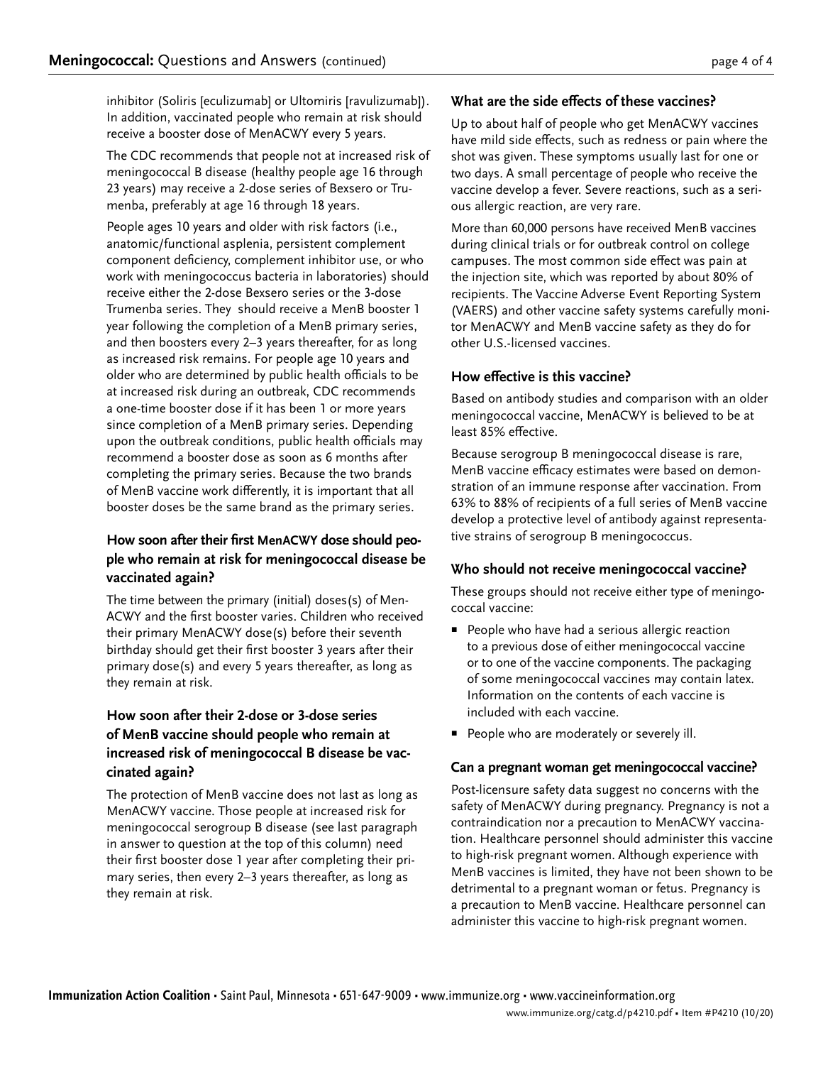inhibitor (Soliris [eculizumab] or Ultomiris [ravulizumab]). In addition, vaccinated people who remain at risk should receive a booster dose of MenACWY every 5 years.

The CDC recommends that people not at increased risk of meningococcal B disease (healthy people age 16 through 23 years) may receive a 2-dose series of Bexsero or Trumenba, preferably at age 16 through 18 years.

People ages 10 years and older with risk factors (i.e., anatomic/functional asplenia, persistent complement component deficiency, complement inhibitor use, or who work with meningococcus bacteria in laboratories) should receive either the 2-dose Bexsero series or the 3-dose Trumenba series. They should receive a MenB booster 1 year following the completion of a MenB primary series, and then boosters every 2–3 years thereafter, for as long as increased risk remains. For people age 10 years and older who are determined by public health officials to be at increased risk during an outbreak, CDC recommends a one-time booster dose if it has been 1 or more years since completion of a MenB primary series. Depending upon the outbreak conditions, public health officials may recommend a booster dose as soon as 6 months after completing the primary series. Because the two brands of MenB vaccine work differently, it is important that all booster doses be the same brand as the primary series.

### How soon after their first MenACWY dose should people who remain at risk for meningococcal disease be vaccinated again?

The time between the primary (initial) doses(s) of MenACWY and the first booster varies. Children who received their primary MenACWY dose(s) before their seventh birthday should get their first booster 3 years after their primary dose(s) and every 5 years thereafter, as long as they remain at risk.

### How soon after their 2-dose or 3-dose series of MenB vaccine should people who remain at increased risk of meningococcal B disease be vaccinated again?

The protection of MenB vaccine does not last as long as MenACWY vaccine. Those people at increased risk for meningococcal serogroup B disease (see last paragraph in answer to question at the top of this column) need their first booster dose 1 year after completing their primary series, then every 2–3 years thereafter, as long as they remain at risk.

### What are the side effects of these vaccines?

Up to about half of people who get MenACWY vaccines have mild side effects, such as redness or pain where the shot was given. These symptoms usually last for one or two days. A small percentage of people who receive the vaccine develop a fever. Severe reactions, such as a serious allergic reaction, are very rare.

More than 60,000 persons have received MenB vaccines during clinical trials or for outbreak control on college campuses. The most common side effect was pain at the injection site, which was reported by about 80% of recipients. The Vaccine Adverse Event Reporting System (VAERS) and other vaccine safety systems carefully monitor MenACWY and MenB vaccine safety as they do for other U.S.-licensed vaccines.

### How effective is this vaccine?

Based on antibody studies and comparison with an older meningococcal vaccine, MenACWY is believed to be at least 85% effective.

Because serogroup B meningococcal disease is rare, MenB vaccine efficacy estimates were based on demonstration of an immune response after vaccination. From 63% to 88% of recipients of a full series of MenB vaccine develop a protective level of antibody against representative strains of serogroup B meningococcus.

### Who should not receive meningococcal vaccine?

These groups should not receive either type of meningococcal vaccine:

- People who have had a serious allergic reaction to a previous dose of either meningococcal vaccine or to one of the vaccine components. The packaging of some meningococcal vaccines may contain latex. Information on the contents of each vaccine is included with each vaccine.
- People who are moderately or severely ill.

### Can a pregnant woman get meningococcal vaccine?

Post-licensure safety data suggest no concerns with the safety of MenACWY during pregnancy. Pregnancy is not a contraindication nor a precaution to MenACWY vaccination. Healthcare personnel should administer this vaccine to high-risk pregnant women. Although experience with MenB vaccines is limited, they have not been shown to be detrimental to a pregnant woman or fetus. Pregnancy is a precaution to MenB vaccine. Healthcare personnel can administer this vaccine to high-risk pregnant women.